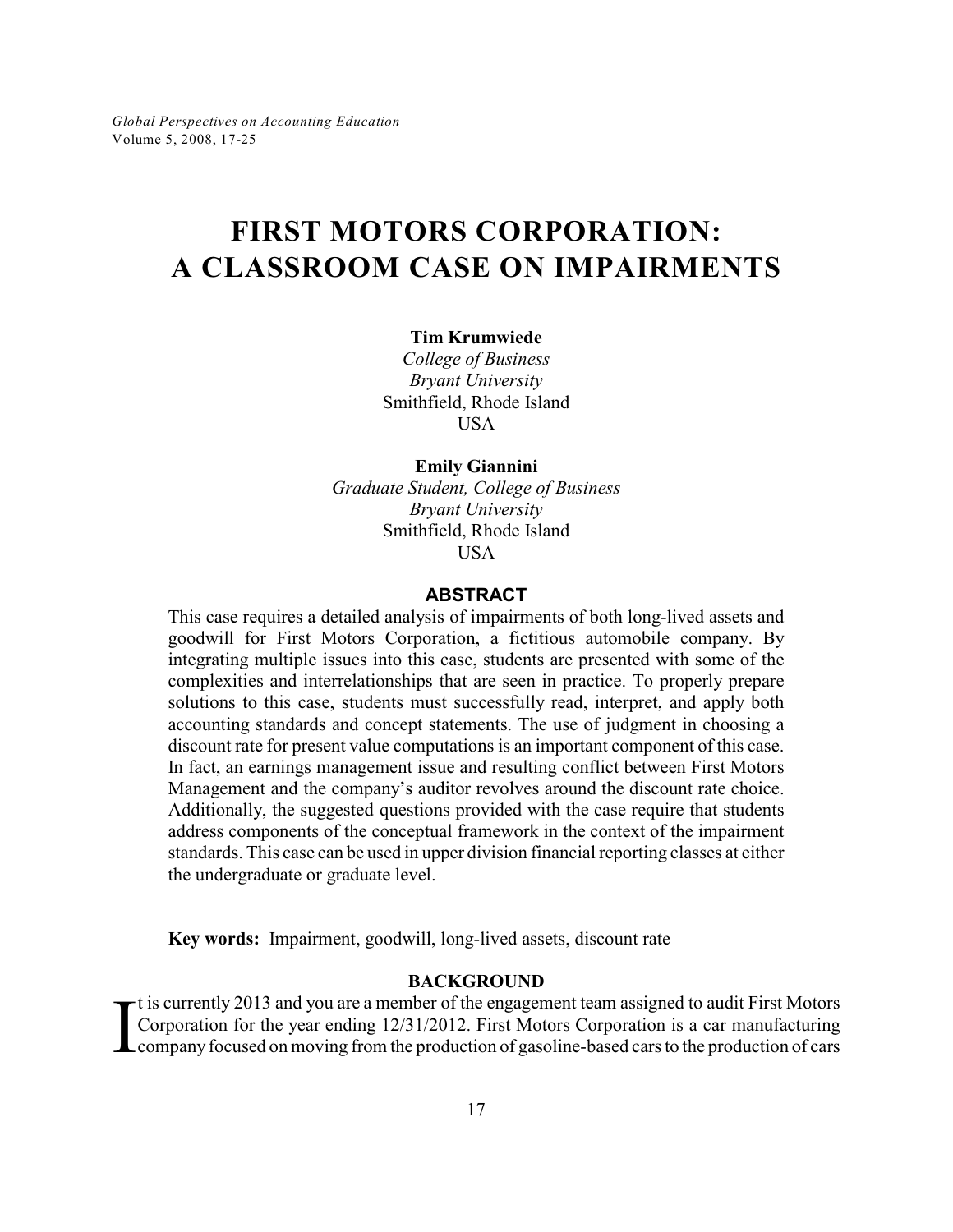# FIRST MOTORS CORPORATION: A CLASSROOM CASE ON IMPAIRMENTS

**Tim Krumwiede**
*College of Business*
*Bryant University*
Smithfield, Rhode Island
USA

**Emily Giannini**
*Graduate Student, College of Business*
*Bryant University*
Smithfield, Rhode Island
USA

## ABSTRACT

This case requires a detailed analysis of impairments of both long-lived assets and goodwill for First Motors Corporation, a fictitious automobile company. By integrating multiple issues into this case, students are presented with some of the complexities and interrelationships that are seen in practice. To properly prepare solutions to this case, students must successfully read, interpret, and apply both accounting standards and concept statements. The use of judgment in choosing a discount rate for present value computations is an important component of this case. In fact, an earnings management issue and resulting conflict between First Motors Management and the company's auditor revolves around the discount rate choice. Additionally, the suggested questions provided with the case require that students address components of the conceptual framework in the context of the impairment standards. This case can be used in upper division financial reporting classes at either the undergraduate or graduate level.

**Key words:** Impairment, goodwill, long-lived assets, discount rate

## BACKGROUND

It is currently 2013 and you are a member of the engagement team assigned to audit First Motors Corporation for the year ending 12/31/2012. First Motors Corporation is a car manufacturing company focused on moving from the production of gasoline-based cars to the production of cars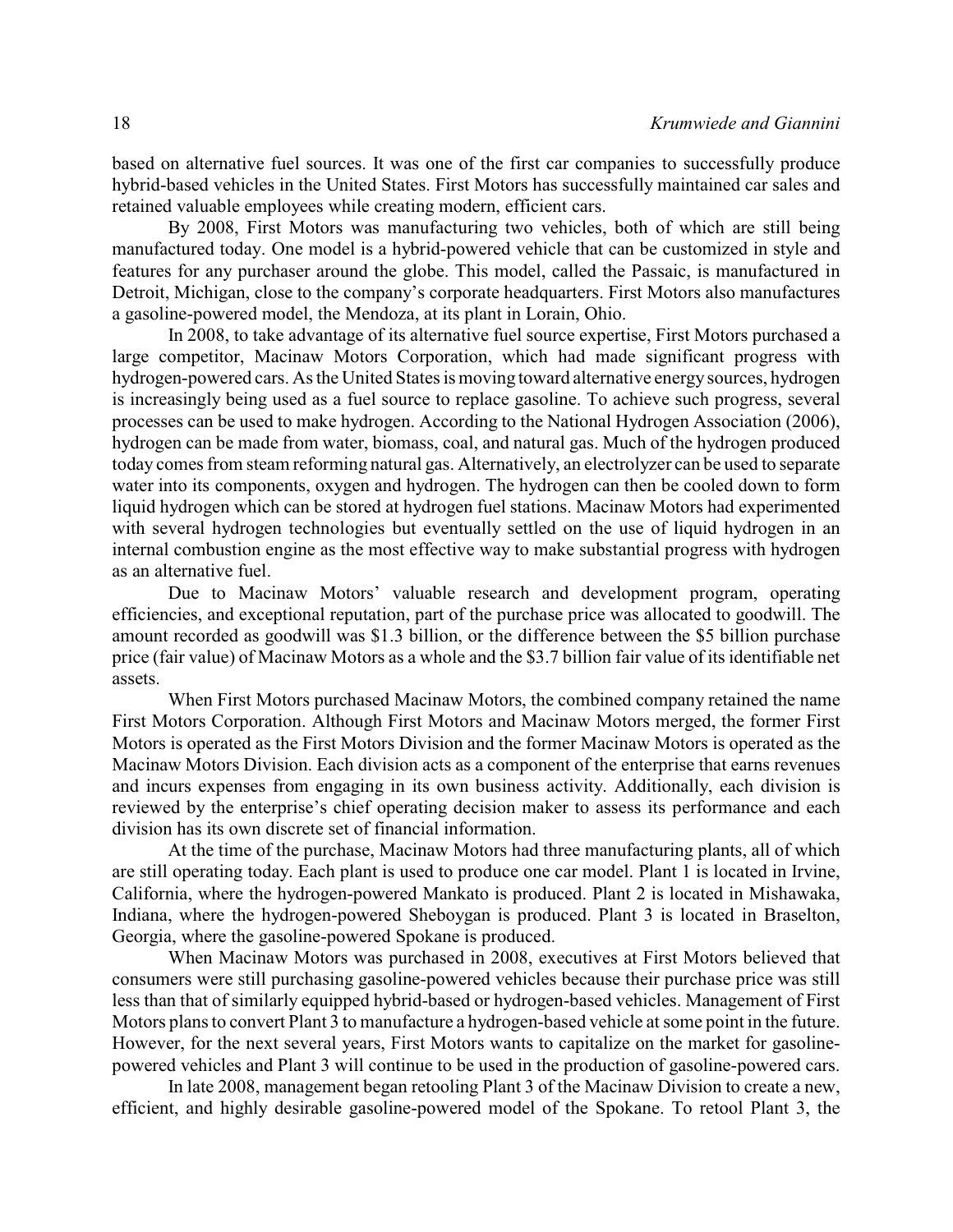based on alternative fuel sources. It was one of the first car companies to successfully produce hybrid-based vehicles in the United States. First Motors has successfully maintained car sales and retained valuable employees while creating modern, efficient cars.

By 2008, First Motors was manufacturing two vehicles, both of which are still being manufactured today. One model is a hybrid-powered vehicle that can be customized in style and features for any purchaser around the globe. This model, called the Passaic, is manufactured in Detroit, Michigan, close to the company's corporate headquarters. First Motors also manufactures a gasoline-powered model, the Mendoza, at its plant in Lorain, Ohio.

In 2008, to take advantage of its alternative fuel source expertise, First Motors purchased a large competitor, Macinaw Motors Corporation, which had made significant progress with hydrogen-powered cars. As the United States is moving toward alternative energy sources, hydrogen is increasingly being used as a fuel source to replace gasoline. To achieve such progress, several processes can be used to make hydrogen. According to the National Hydrogen Association (2006), hydrogen can be made from water, biomass, coal, and natural gas. Much of the hydrogen produced today comes from steam reforming natural gas. Alternatively, an electrolyzer can be used to separate water into its components, oxygen and hydrogen. The hydrogen can then be cooled down to form liquid hydrogen which can be stored at hydrogen fuel stations. Macinaw Motors had experimented with several hydrogen technologies but eventually settled on the use of liquid hydrogen in an internal combustion engine as the most effective way to make substantial progress with hydrogen as an alternative fuel.

Due to Macinaw Motors' valuable research and development program, operating efficiencies, and exceptional reputation, part of the purchase price was allocated to goodwill. The amount recorded as goodwill was $1.3 billion, or the difference between the $5 billion purchase price (fair value) of Macinaw Motors as a whole and the $3.7 billion fair value of its identifiable net assets.

When First Motors purchased Macinaw Motors, the combined company retained the name First Motors Corporation. Although First Motors and Macinaw Motors merged, the former First Motors is operated as the First Motors Division and the former Macinaw Motors is operated as the Macinaw Motors Division. Each division acts as a component of the enterprise that earns revenues and incurs expenses from engaging in its own business activity. Additionally, each division is reviewed by the enterprise's chief operating decision maker to assess its performance and each division has its own discrete set of financial information.

At the time of the purchase, Macinaw Motors had three manufacturing plants, all of which are still operating today. Each plant is used to produce one car model. Plant 1 is located in Irvine, California, where the hydrogen-powered Mankato is produced. Plant 2 is located in Mishawaka, Indiana, where the hydrogen-powered Sheboygan is produced. Plant 3 is located in Braselton, Georgia, where the gasoline-powered Spokane is produced.

When Macinaw Motors was purchased in 2008, executives at First Motors believed that consumers were still purchasing gasoline-powered vehicles because their purchase price was still less than that of similarly equipped hybrid-based or hydrogen-based vehicles. Management of First Motors plans to convert Plant 3 to manufacture a hydrogen-based vehicle at some point in the future. However, for the next several years, First Motors wants to capitalize on the market for gasoline-powered vehicles and Plant 3 will continue to be used in the production of gasoline-powered cars.

In late 2008, management began retooling Plant 3 of the Macinaw Division to create a new, efficient, and highly desirable gasoline-powered model of the Spokane. To retool Plant 3, the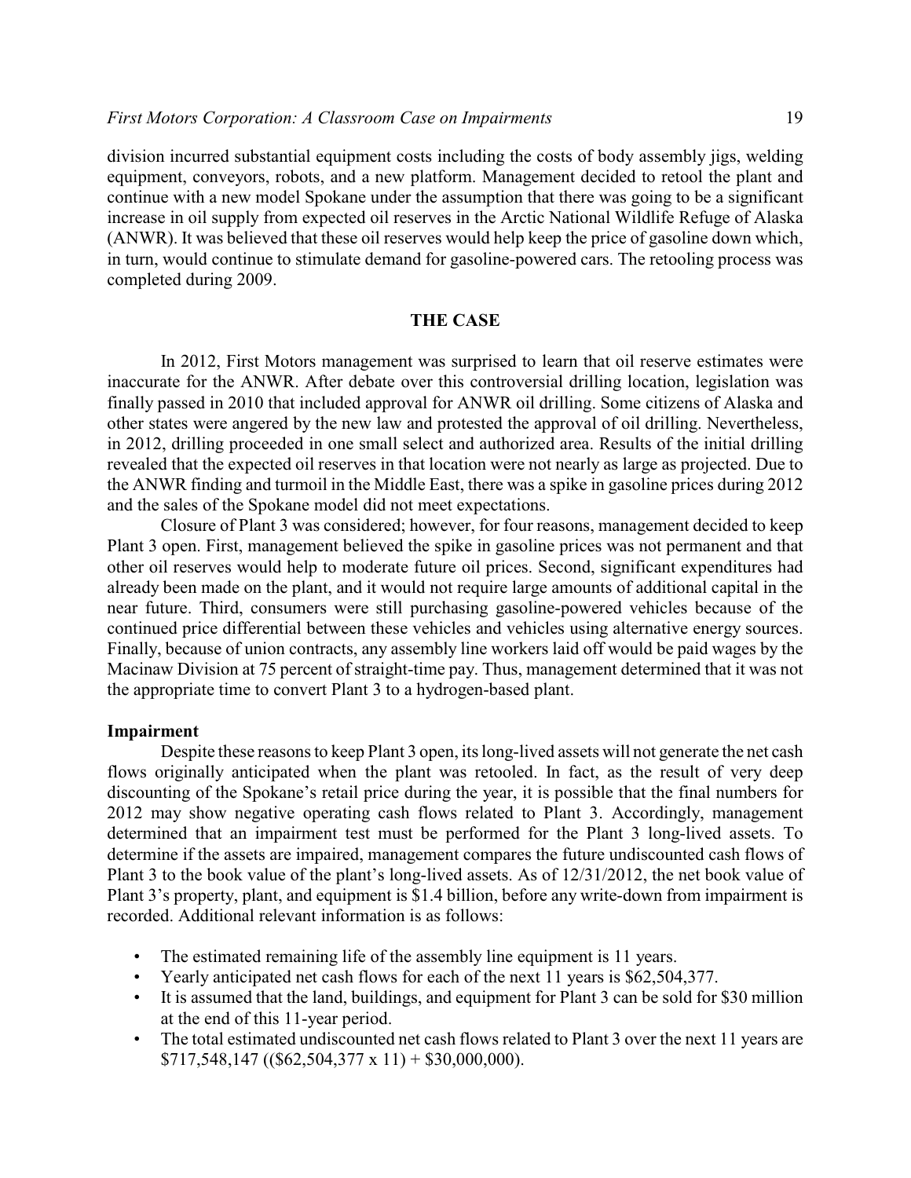division incurred substantial equipment costs including the costs of body assembly jigs, welding equipment, conveyors, robots, and a new platform. Management decided to retool the plant and continue with a new model Spokane under the assumption that there was going to be a significant increase in oil supply from expected oil reserves in the Arctic National Wildlife Refuge of Alaska (ANWR). It was believed that these oil reserves would help keep the price of gasoline down which, in turn, would continue to stimulate demand for gasoline-powered cars. The retooling process was completed during 2009.

## THE CASE

In 2012, First Motors management was surprised to learn that oil reserve estimates were inaccurate for the ANWR. After debate over this controversial drilling location, legislation was finally passed in 2010 that included approval for ANWR oil drilling. Some citizens of Alaska and other states were angered by the new law and protested the approval of oil drilling. Nevertheless, in 2012, drilling proceeded in one small select and authorized area. Results of the initial drilling revealed that the expected oil reserves in that location were not nearly as large as projected. Due to the ANWR finding and turmoil in the Middle East, there was a spike in gasoline prices during 2012 and the sales of the Spokane model did not meet expectations.

Closure of Plant 3 was considered; however, for four reasons, management decided to keep Plant 3 open. First, management believed the spike in gasoline prices was not permanent and that other oil reserves would help to moderate future oil prices. Second, significant expenditures had already been made on the plant, and it would not require large amounts of additional capital in the near future. Third, consumers were still purchasing gasoline-powered vehicles because of the continued price differential between these vehicles and vehicles using alternative energy sources. Finally, because of union contracts, any assembly line workers laid off would be paid wages by the Macinaw Division at 75 percent of straight-time pay. Thus, management determined that it was not the appropriate time to convert Plant 3 to a hydrogen-based plant.

### Impairment

Despite these reasons to keep Plant 3 open, its long-lived assets will not generate the net cash flows originally anticipated when the plant was retooled. In fact, as the result of very deep discounting of the Spokane's retail price during the year, it is possible that the final numbers for 2012 may show negative operating cash flows related to Plant 3. Accordingly, management determined that an impairment test must be performed for the Plant 3 long-lived assets. To determine if the assets are impaired, management compares the future undiscounted cash flows of Plant 3 to the book value of the plant's long-lived assets. As of 12/31/2012, the net book value of Plant 3's property, plant, and equipment is $1.4 billion, before any write-down from impairment is recorded. Additional relevant information is as follows:

- The estimated remaining life of the assembly line equipment is 11 years.
- Yearly anticipated net cash flows for each of the next 11 years is $62,504,377.
- It is assumed that the land, buildings, and equipment for Plant 3 can be sold for $30 million at the end of this 11-year period.
- The total estimated undiscounted net cash flows related to Plant 3 over the next 11 years are $717,548,147 (($62,504,377 x 11) + $30,000,000).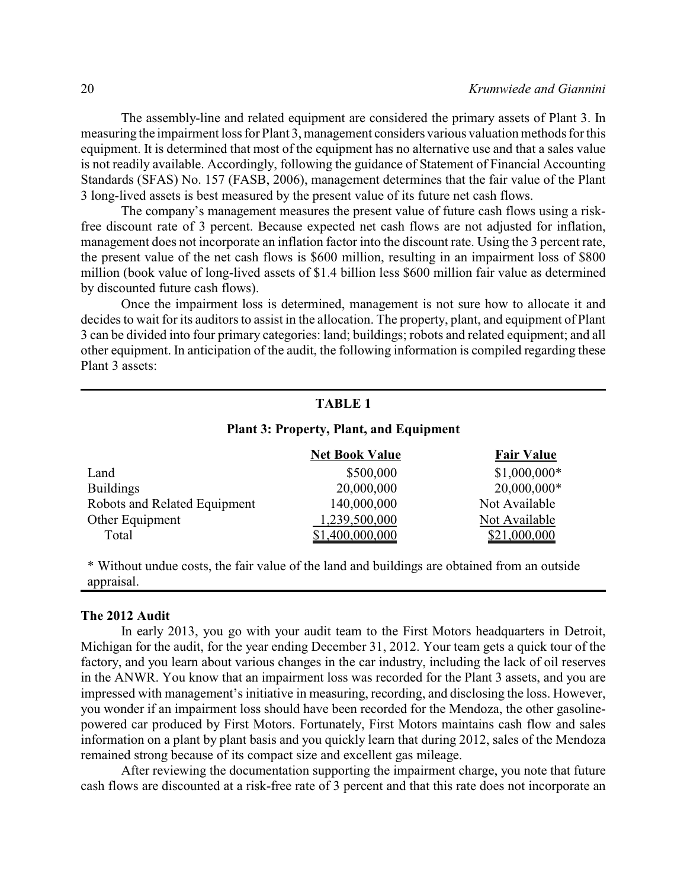The assembly-line and related equipment are considered the primary assets of Plant 3. In measuring the impairment loss for Plant 3, management considers various valuation methods for this equipment. It is determined that most of the equipment has no alternative use and that a sales value is not readily available. Accordingly, following the guidance of Statement of Financial Accounting Standards (SFAS) No. 157 (FASB, 2006), management determines that the fair value of the Plant 3 long-lived assets is best measured by the present value of its future net cash flows.

The company's management measures the present value of future cash flows using a risk-free discount rate of 3 percent. Because expected net cash flows are not adjusted for inflation, management does not incorporate an inflation factor into the discount rate. Using the 3 percent rate, the present value of the net cash flows is $600 million, resulting in an impairment loss of $800 million (book value of long-lived assets of $1.4 billion less $600 million fair value as determined by discounted future cash flows).

Once the impairment loss is determined, management is not sure how to allocate it and decides to wait for its auditors to assist in the allocation. The property, plant, and equipment of Plant 3 can be divided into four primary categories: land; buildings; robots and related equipment; and all other equipment. In anticipation of the audit, the following information is compiled regarding these Plant 3 assets:

**TABLE 1**

**Plant 3: Property, Plant, and Equipment**

| | Net Book Value | Fair Value |
|---|---|---|
| Land | $500,000 | $1,000,000* |
| Buildings | 20,000,000 | 20,000,000* |
| Robots and Related Equipment | 140,000,000 | Not Available |
| Other Equipment | 1,239,500,000 | Not Available |
| Total | $1,400,000,000 | $21,000,000 |

\* Without undue costs, the fair value of the land and buildings are obtained from an outside appraisal.

### The 2012 Audit

In early 2013, you go with your audit team to the First Motors headquarters in Detroit, Michigan for the audit, for the year ending December 31, 2012. Your team gets a quick tour of the factory, and you learn about various changes in the car industry, including the lack of oil reserves in the ANWR. You know that an impairment loss was recorded for the Plant 3 assets, and you are impressed with management's initiative in measuring, recording, and disclosing the loss. However, you wonder if an impairment loss should have been recorded for the Mendoza, the other gasoline-powered car produced by First Motors. Fortunately, First Motors maintains cash flow and sales information on a plant by plant basis and you quickly learn that during 2012, sales of the Mendoza remained strong because of its compact size and excellent gas mileage.

After reviewing the documentation supporting the impairment charge, you note that future cash flows are discounted at a risk-free rate of 3 percent and that this rate does not incorporate an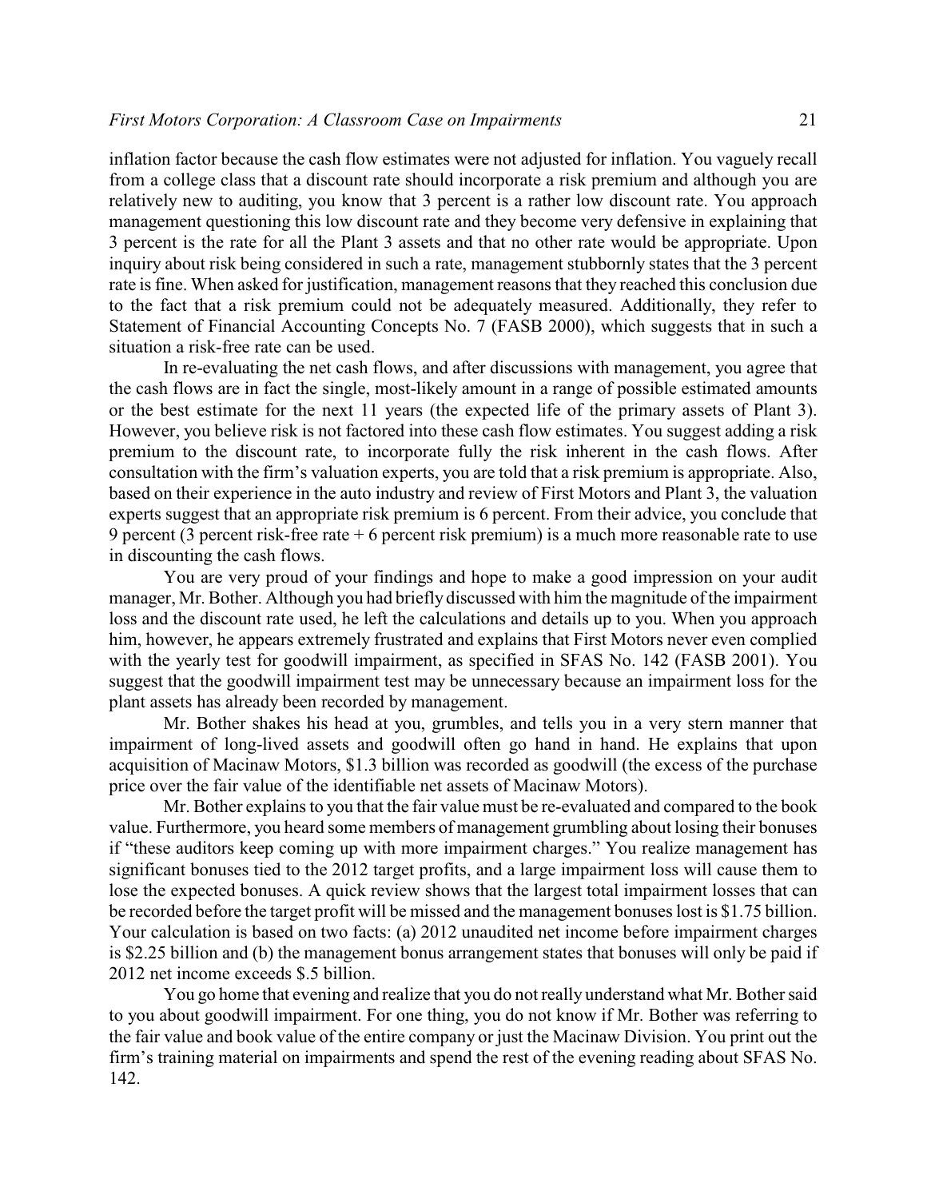inflation factor because the cash flow estimates were not adjusted for inflation. You vaguely recall from a college class that a discount rate should incorporate a risk premium and although you are relatively new to auditing, you know that 3 percent is a rather low discount rate. You approach management questioning this low discount rate and they become very defensive in explaining that 3 percent is the rate for all the Plant 3 assets and that no other rate would be appropriate. Upon inquiry about risk being considered in such a rate, management stubbornly states that the 3 percent rate is fine. When asked for justification, management reasons that they reached this conclusion due to the fact that a risk premium could not be adequately measured. Additionally, they refer to Statement of Financial Accounting Concepts No. 7 (FASB 2000), which suggests that in such a situation a risk-free rate can be used.

In re-evaluating the net cash flows, and after discussions with management, you agree that the cash flows are in fact the single, most-likely amount in a range of possible estimated amounts or the best estimate for the next 11 years (the expected life of the primary assets of Plant 3). However, you believe risk is not factored into these cash flow estimates. You suggest adding a risk premium to the discount rate, to incorporate fully the risk inherent in the cash flows. After consultation with the firm's valuation experts, you are told that a risk premium is appropriate. Also, based on their experience in the auto industry and review of First Motors and Plant 3, the valuation experts suggest that an appropriate risk premium is 6 percent. From their advice, you conclude that 9 percent (3 percent risk-free rate + 6 percent risk premium) is a much more reasonable rate to use in discounting the cash flows.

You are very proud of your findings and hope to make a good impression on your audit manager, Mr. Bother. Although you had briefly discussed with him the magnitude of the impairment loss and the discount rate used, he left the calculations and details up to you. When you approach him, however, he appears extremely frustrated and explains that First Motors never even complied with the yearly test for goodwill impairment, as specified in SFAS No. 142 (FASB 2001). You suggest that the goodwill impairment test may be unnecessary because an impairment loss for the plant assets has already been recorded by management.

Mr. Bother shakes his head at you, grumbles, and tells you in a very stern manner that impairment of long-lived assets and goodwill often go hand in hand. He explains that upon acquisition of Macinaw Motors, $1.3 billion was recorded as goodwill (the excess of the purchase price over the fair value of the identifiable net assets of Macinaw Motors).

Mr. Bother explains to you that the fair value must be re-evaluated and compared to the book value. Furthermore, you heard some members of management grumbling about losing their bonuses if "these auditors keep coming up with more impairment charges." You realize management has significant bonuses tied to the 2012 target profits, and a large impairment loss will cause them to lose the expected bonuses. A quick review shows that the largest total impairment losses that can be recorded before the target profit will be missed and the management bonuses lost is $1.75 billion. Your calculation is based on two facts: (a) 2012 unaudited net income before impairment charges is $2.25 billion and (b) the management bonus arrangement states that bonuses will only be paid if 2012 net income exceeds $.5 billion.

You go home that evening and realize that you do not really understand what Mr. Bother said to you about goodwill impairment. For one thing, you do not know if Mr. Bother was referring to the fair value and book value of the entire company or just the Macinaw Division. You print out the firm's training material on impairments and spend the rest of the evening reading about SFAS No. 142.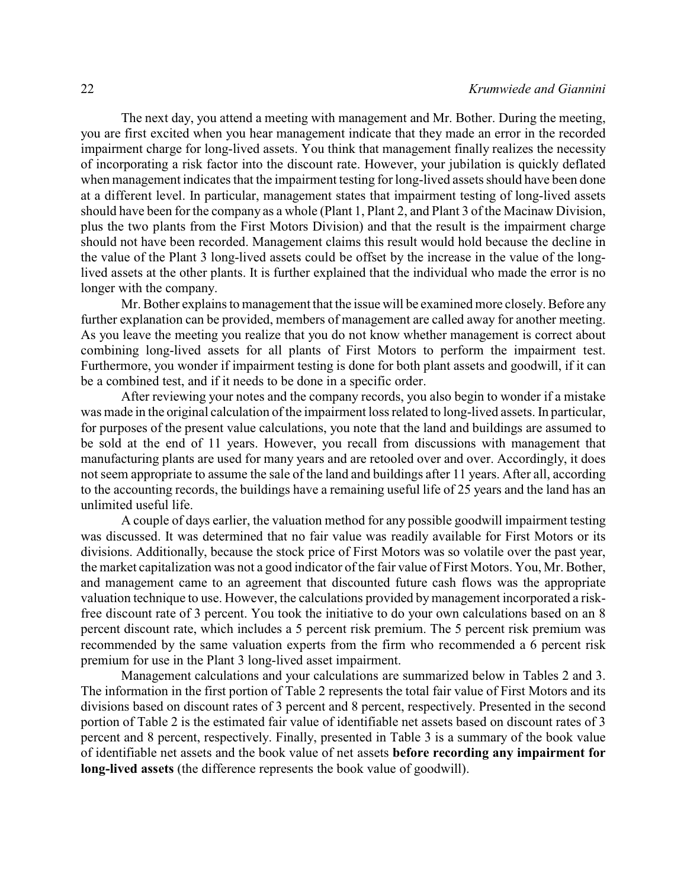The next day, you attend a meeting with management and Mr. Bother. During the meeting, you are first excited when you hear management indicate that they made an error in the recorded impairment charge for long-lived assets. You think that management finally realizes the necessity of incorporating a risk factor into the discount rate. However, your jubilation is quickly deflated when management indicates that the impairment testing for long-lived assets should have been done at a different level. In particular, management states that impairment testing of long-lived assets should have been for the company as a whole (Plant 1, Plant 2, and Plant 3 of the Macinaw Division, plus the two plants from the First Motors Division) and that the result is the impairment charge should not have been recorded. Management claims this result would hold because the decline in the value of the Plant 3 long-lived assets could be offset by the increase in the value of the long-lived assets at the other plants. It is further explained that the individual who made the error is no longer with the company.

Mr. Bother explains to management that the issue will be examined more closely. Before any further explanation can be provided, members of management are called away for another meeting. As you leave the meeting you realize that you do not know whether management is correct about combining long-lived assets for all plants of First Motors to perform the impairment test. Furthermore, you wonder if impairment testing is done for both plant assets and goodwill, if it can be a combined test, and if it needs to be done in a specific order.

After reviewing your notes and the company records, you also begin to wonder if a mistake was made in the original calculation of the impairment loss related to long-lived assets. In particular, for purposes of the present value calculations, you note that the land and buildings are assumed to be sold at the end of 11 years. However, you recall from discussions with management that manufacturing plants are used for many years and are retooled over and over. Accordingly, it does not seem appropriate to assume the sale of the land and buildings after 11 years. After all, according to the accounting records, the buildings have a remaining useful life of 25 years and the land has an unlimited useful life.

A couple of days earlier, the valuation method for any possible goodwill impairment testing was discussed. It was determined that no fair value was readily available for First Motors or its divisions. Additionally, because the stock price of First Motors was so volatile over the past year, the market capitalization was not a good indicator of the fair value of First Motors. You, Mr. Bother, and management came to an agreement that discounted future cash flows was the appropriate valuation technique to use. However, the calculations provided by management incorporated a risk-free discount rate of 3 percent. You took the initiative to do your own calculations based on an 8 percent discount rate, which includes a 5 percent risk premium. The 5 percent risk premium was recommended by the same valuation experts from the firm who recommended a 6 percent risk premium for use in the Plant 3 long-lived asset impairment.

Management calculations and your calculations are summarized below in Tables 2 and 3. The information in the first portion of Table 2 represents the total fair value of First Motors and its divisions based on discount rates of 3 percent and 8 percent, respectively. Presented in the second portion of Table 2 is the estimated fair value of identifiable net assets based on discount rates of 3 percent and 8 percent, respectively. Finally, presented in Table 3 is a summary of the book value of identifiable net assets and the book value of net assets **before recording any impairment for long-lived assets** (the difference represents the book value of goodwill).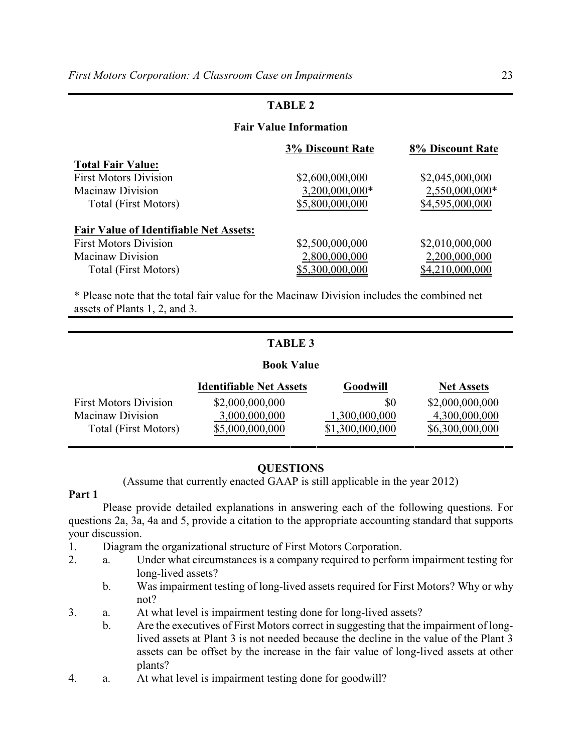## TABLE 2

### Fair Value Information

| | 3% Discount Rate | 8% Discount Rate |
|---|---|---|
| **Total Fair Value:** | | |
| First Motors Division | $2,600,000,000 | $2,045,000,000 |
| Macinaw Division | 3,200,000,000* | 2,550,000,000* |
| Total (First Motors) | $5,800,000,000 | $4,595,000,000 |
| **Fair Value of Identifiable Net Assets:** | | |
| First Motors Division | $2,500,000,000 | $2,010,000,000 |
| Macinaw Division | 2,800,000,000 | 2,200,000,000 |
| Total (First Motors) | $5,300,000,000 | $4,210,000,000 |

* Please note that the total fair value for the Macinaw Division includes the combined net assets of Plants 1, 2, and 3.

## TABLE 3

### Book Value

| | Identifiable Net Assets | Goodwill | Net Assets |
|---|---|---|---|
| First Motors Division | $2,000,000,000 | $0 | $2,000,000,000 |
| Macinaw Division | 3,000,000,000 | 1,300,000,000 | 4,300,000,000 |
| Total (First Motors) | $5,000,000,000 | $1,300,000,000 | $6,300,000,000 |

## QUESTIONS

(Assume that currently enacted GAAP is still applicable in the year 2012)

**Part 1**

Please provide detailed explanations in answering each of the following questions. For questions 2a, 3a, 4a and 5, provide a citation to the appropriate accounting standard that supports your discussion.

1. Diagram the organizational structure of First Motors Corporation.
2. a. Under what circumstances is a company required to perform impairment testing for long-lived assets?
   b. Was impairment testing of long-lived assets required for First Motors? Why or why not?
3. a. At what level is impairment testing done for long-lived assets?
   b. Are the executives of First Motors correct in suggesting that the impairment of long-lived assets at Plant 3 is not needed because the decline in the value of the Plant 3 assets can be offset by the increase in the fair value of long-lived assets at other plants?
4. a. At what level is impairment testing done for goodwill?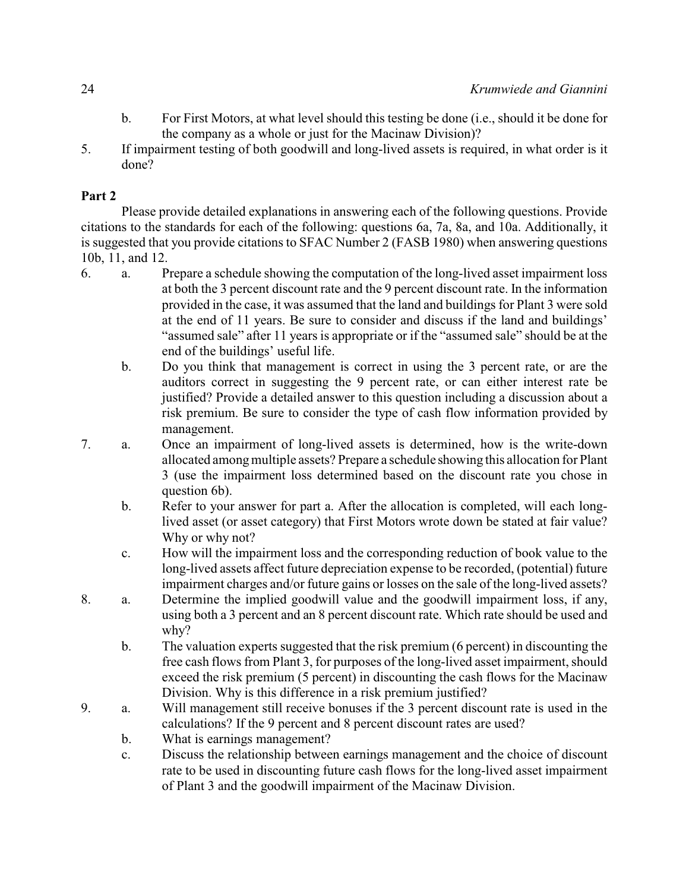b. For First Motors, at what level should this testing be done (i.e., should it be done for the company as a whole or just for the Macinaw Division)?

5. If impairment testing of both goodwill and long-lived assets is required, in what order is it done?

**Part 2**

Please provide detailed explanations in answering each of the following questions. Provide citations to the standards for each of the following: questions 6a, 7a, 8a, and 10a. Additionally, it is suggested that you provide citations to SFAC Number 2 (FASB 1980) when answering questions 10b, 11, and 12.

6. a. Prepare a schedule showing the computation of the long-lived asset impairment loss at both the 3 percent discount rate and the 9 percent discount rate. In the information provided in the case, it was assumed that the land and buildings for Plant 3 were sold at the end of 11 years. Be sure to consider and discuss if the land and buildings' "assumed sale" after 11 years is appropriate or if the "assumed sale" should be at the end of the buildings' useful life.

   b. Do you think that management is correct in using the 3 percent rate, or are the auditors correct in suggesting the 9 percent rate, or can either interest rate be justified? Provide a detailed answer to this question including a discussion about a risk premium. Be sure to consider the type of cash flow information provided by management.

7. a. Once an impairment of long-lived assets is determined, how is the write-down allocated among multiple assets? Prepare a schedule showing this allocation for Plant 3 (use the impairment loss determined based on the discount rate you chose in question 6b).

   b. Refer to your answer for part a. After the allocation is completed, will each long-lived asset (or asset category) that First Motors wrote down be stated at fair value? Why or why not?

   c. How will the impairment loss and the corresponding reduction of book value to the long-lived assets affect future depreciation expense to be recorded, (potential) future impairment charges and/or future gains or losses on the sale of the long-lived assets?

8. a. Determine the implied goodwill value and the goodwill impairment loss, if any, using both a 3 percent and an 8 percent discount rate. Which rate should be used and why?

   b. The valuation experts suggested that the risk premium (6 percent) in discounting the free cash flows from Plant 3, for purposes of the long-lived asset impairment, should exceed the risk premium (5 percent) in discounting the cash flows for the Macinaw Division. Why is this difference in a risk premium justified?

9. a. Will management still receive bonuses if the 3 percent discount rate is used in the calculations? If the 9 percent and 8 percent discount rates are used?

   b. What is earnings management?

   c. Discuss the relationship between earnings management and the choice of discount rate to be used in discounting future cash flows for the long-lived asset impairment of Plant 3 and the goodwill impairment of the Macinaw Division.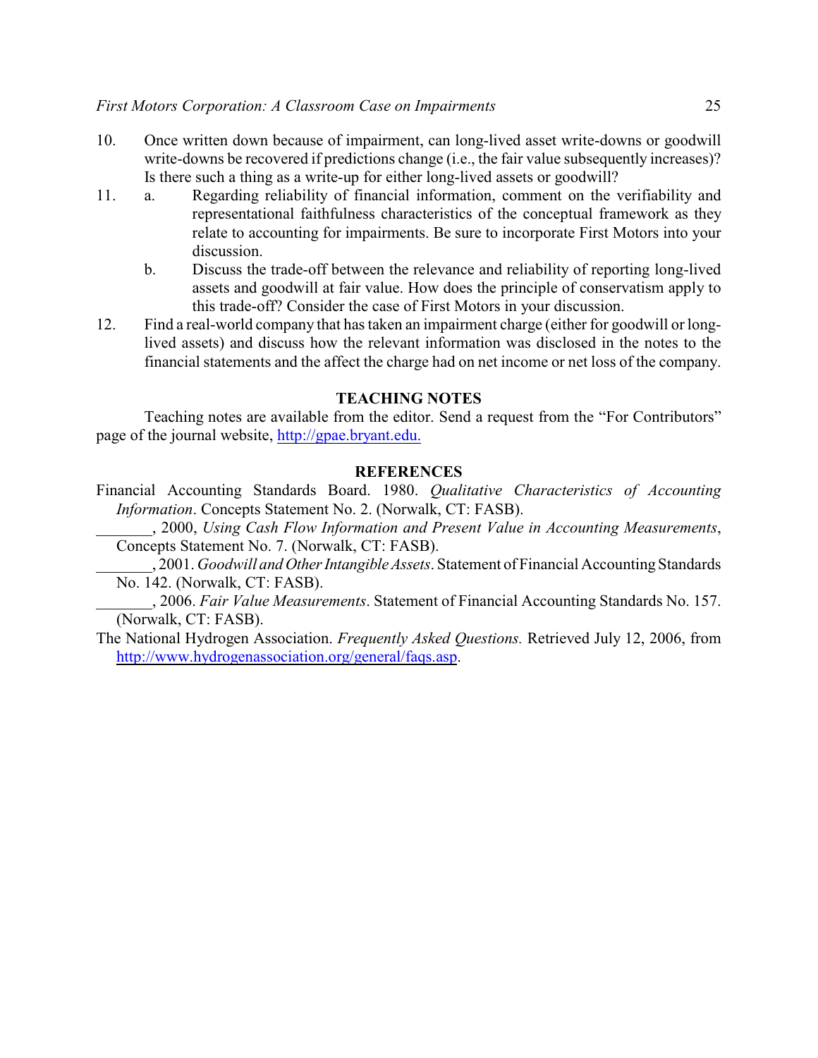10. Once written down because of impairment, can long-lived asset write-downs or goodwill write-downs be recovered if predictions change (i.e., the fair value subsequently increases)? Is there such a thing as a write-up for either long-lived assets or goodwill?
11. a. Regarding reliability of financial information, comment on the verifiability and representational faithfulness characteristics of the conceptual framework as they relate to accounting for impairments. Be sure to incorporate First Motors into your discussion.
    b. Discuss the trade-off between the relevance and reliability of reporting long-lived assets and goodwill at fair value. How does the principle of conservatism apply to this trade-off? Consider the case of First Motors in your discussion.
12. Find a real-world company that has taken an impairment charge (either for goodwill or long-lived assets) and discuss how the relevant information was disclosed in the notes to the financial statements and the affect the charge had on net income or net loss of the company.

## TEACHING NOTES

Teaching notes are available from the editor. Send a request from the "For Contributors" page of the journal website, http://gpae.bryant.edu.

## REFERENCES

Financial Accounting Standards Board. 1980. *Qualitative Characteristics of Accounting Information*. Concepts Statement No. 2. (Norwalk, CT: FASB).

_______, 2000, *Using Cash Flow Information and Present Value in Accounting Measurements*, Concepts Statement No. 7. (Norwalk, CT: FASB).

_______, 2001. *Goodwill and Other Intangible Assets*. Statement of Financial Accounting Standards No. 142. (Norwalk, CT: FASB).

_______, 2006. *Fair Value Measurements*. Statement of Financial Accounting Standards No. 157. (Norwalk, CT: FASB).

The National Hydrogen Association. *Frequently Asked Questions.* Retrieved July 12, 2006, from http://www.hydrogenassociation.org/general/faqs.asp.